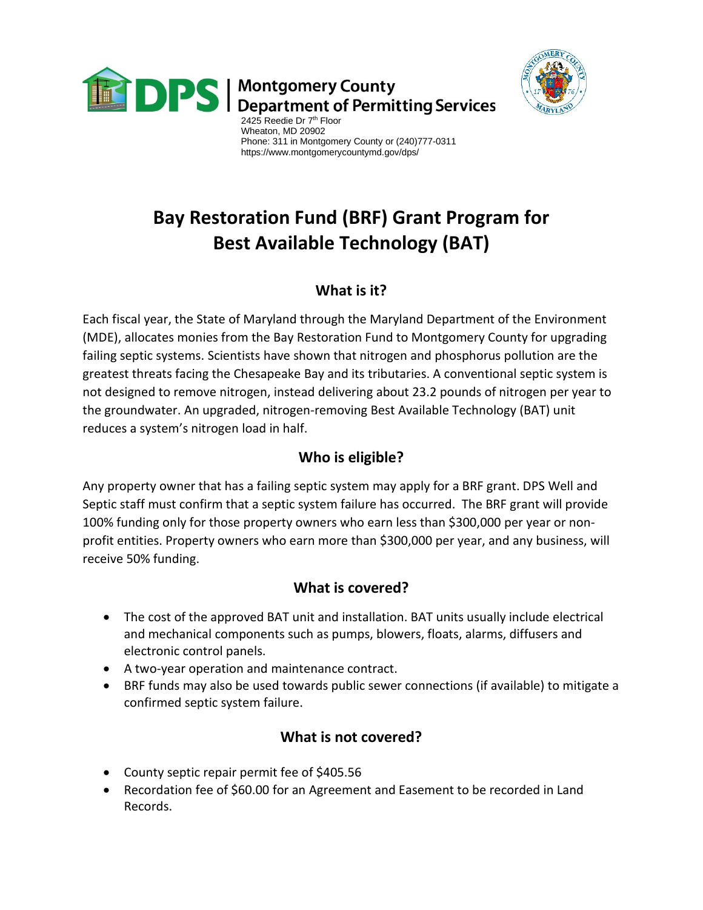Montgomery County Department of Permitting Services
2425 Reedie Dr 7th Floor
Wheaton, MD 20902
Phone: 311 in Montgomery County or (240)777-0311
https://www.montgomerycountymd.gov/dps/

# Bay Restoration Fund (BRF) Grant Program for Best Available Technology (BAT)

## What is it?

Each fiscal year, the State of Maryland through the Maryland Department of the Environment (MDE), allocates monies from the Bay Restoration Fund to Montgomery County for upgrading failing septic systems. Scientists have shown that nitrogen and phosphorus pollution are the greatest threats facing the Chesapeake Bay and its tributaries. A conventional septic system is not designed to remove nitrogen, instead delivering about 23.2 pounds of nitrogen per year to the groundwater. An upgraded, nitrogen-removing Best Available Technology (BAT) unit reduces a system's nitrogen load in half.

## Who is eligible?

Any property owner that has a failing septic system may apply for a BRF grant. DPS Well and Septic staff must confirm that a septic system failure has occurred. The BRF grant will provide 100% funding only for those property owners who earn less than $300,000 per year or non-profit entities. Property owners who earn more than $300,000 per year, and any business, will receive 50% funding.

## What is covered?

- The cost of the approved BAT unit and installation. BAT units usually include electrical and mechanical components such as pumps, blowers, floats, alarms, diffusers and electronic control panels.
- A two-year operation and maintenance contract.
- BRF funds may also be used towards public sewer connections (if available) to mitigate a confirmed septic system failure.

## What is not covered?

- County septic repair permit fee of $405.56
- Recordation fee of $60.00 for an Agreement and Easement to be recorded in Land Records.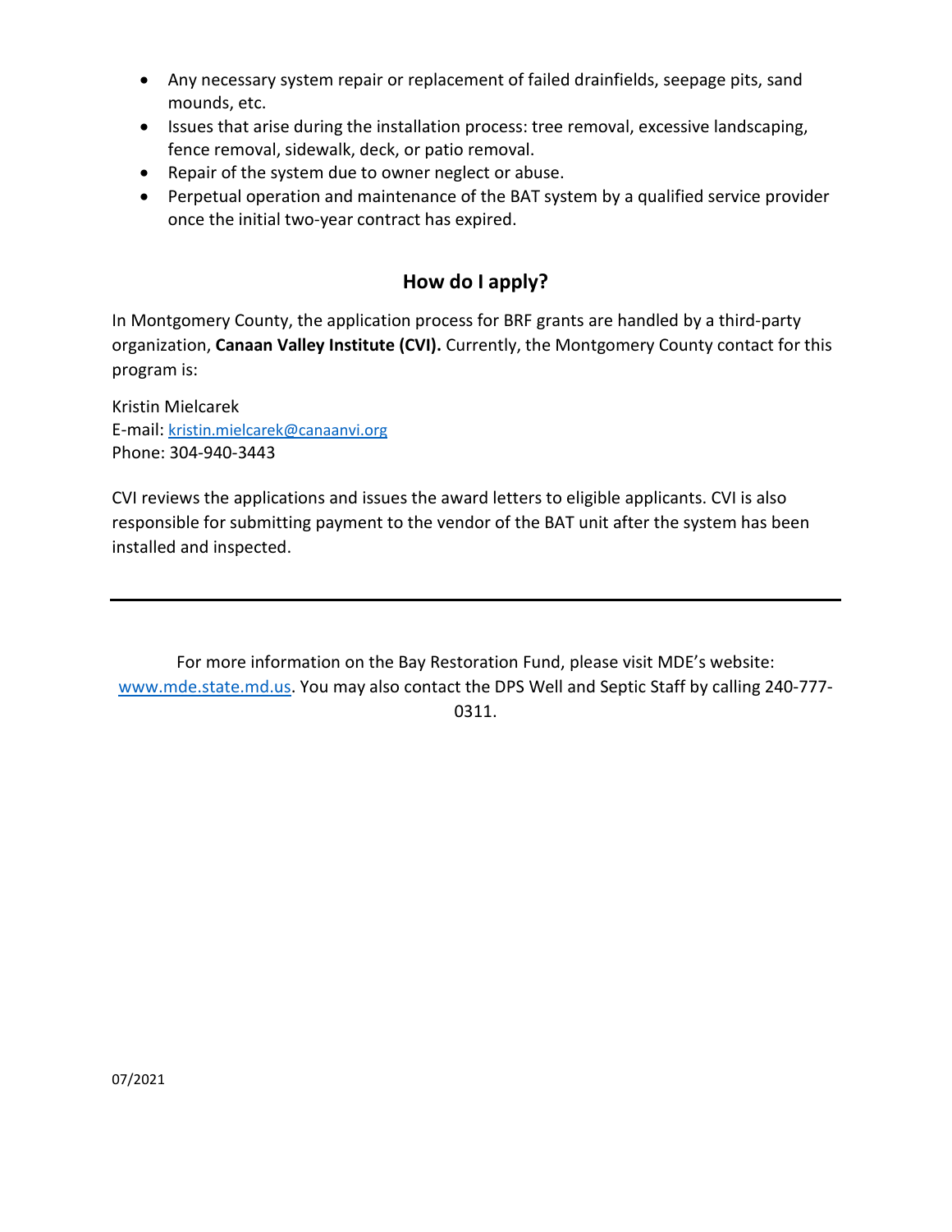- Any necessary system repair or replacement of failed drainfields, seepage pits, sand mounds, etc.
- Issues that arise during the installation process: tree removal, excessive landscaping, fence removal, sidewalk, deck, or patio removal.
- Repair of the system due to owner neglect or abuse.
- Perpetual operation and maintenance of the BAT system by a qualified service provider once the initial two-year contract has expired.

## How do I apply?

In Montgomery County, the application process for BRF grants are handled by a third-party organization, **Canaan Valley Institute (CVI).** Currently, the Montgomery County contact for this program is:

Kristin Mielcarek
E-mail: kristin.mielcarek@canaanvi.org
Phone: 304-940-3443

CVI reviews the applications and issues the award letters to eligible applicants. CVI is also responsible for submitting payment to the vendor of the BAT unit after the system has been installed and inspected.

---

For more information on the Bay Restoration Fund, please visit MDE's website: www.mde.state.md.us. You may also contact the DPS Well and Septic Staff by calling 240-777-0311.

07/2021